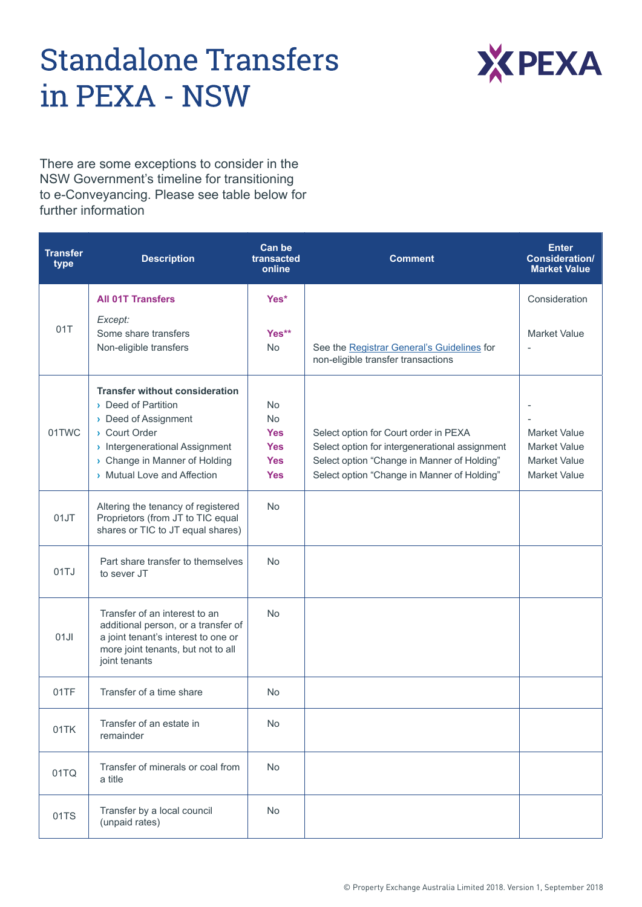# Standalone Transfers in PEXA - NSW

There are some exceptions to consider in the NSW Government's timeline for transitioning to e-Conveyancing. Please see table below for further information

| Transfer type | Description | Can be transacted online | Comment | Enter Consideration/ Market Value |
|---|---|---|---|---|
| 01T | **All 01T Transfers**<br>*Except:*<br>Some share transfers<br>Non-eligible transfers | **Yes***<br><br>**Yes****<br>No | <br><br><br>See the Registrar General's Guidelines for non-eligible transfer transactions | Consideration<br><br>Market Value<br>- |
| 01TWC | **Transfer without consideration**<br>› Deed of Partition<br>› Deed of Assignment<br>› Court Order<br>› Intergenerational Assignment<br>› Change in Manner of Holding<br>› Mutual Love and Affection | <br>No<br>No<br>**Yes**<br>**Yes**<br>**Yes**<br>**Yes** | <br><br><br>Select option for Court order in PEXA<br>Select option for intergenerational assignment<br>Select option "Change in Manner of Holding"<br>Select option "Change in Manner of Holding" | <br>-<br>-<br>Market Value<br>Market Value<br>Market Value<br>Market Value |
| 01JT | Altering the tenancy of registered Proprietors (from JT to TIC equal shares or TIC to JT equal shares) | No | | |
| 01TJ | Part share transfer to themselves to sever JT | No | | |
| 01JI | Transfer of an interest to an additional person, or a transfer of a joint tenant's interest to one or more joint tenants, but not to all joint tenants | No | | |
| 01TF | Transfer of a time share | No | | |
| 01TK | Transfer of an estate in remainder | No | | |
| 01TQ | Transfer of minerals or coal from a title | No | | |
| 01TS | Transfer by a local council (unpaid rates) | No | | |

© Property Exchange Australia Limited 2018. Version 1, September 2018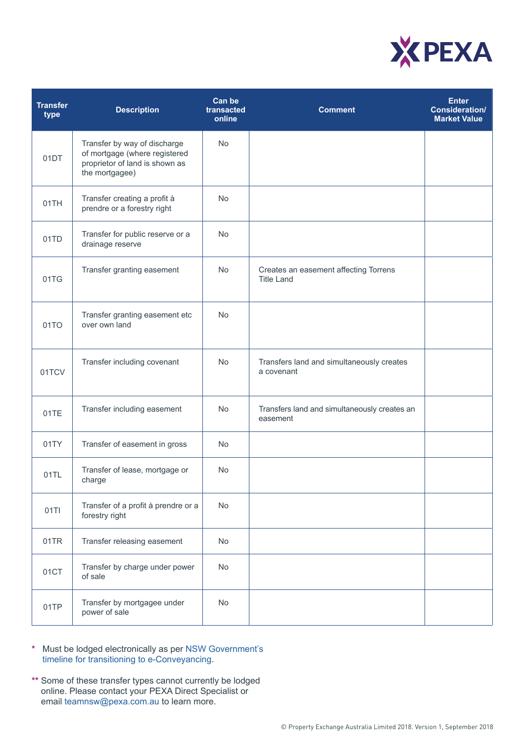| Transfer type | Description | Can be transacted online | Comment | Enter Consideration/ Market Value |
|---|---|---|---|---|
| 01DT | Transfer by way of discharge of mortgage (where registered proprietor of land is shown as the mortgagee) | No | | |
| 01TH | Transfer creating a profit à prendre or a forestry right | No | | |
| 01TD | Transfer for public reserve or a drainage reserve | No | | |
| 01TG | Transfer granting easement | No | Creates an easement affecting Torrens Title Land | |
| 01TO | Transfer granting easement etc over own land | No | | |
| 01TCV | Transfer including covenant | No | Transfers land and simultaneously creates a covenant | |
| 01TE | Transfer including easement | No | Transfers land and simultaneously creates an easement | |
| 01TY | Transfer of easement in gross | No | | |
| 01TL | Transfer of lease, mortgage or charge | No | | |
| 01TI | Transfer of a profit à prendre or a forestry right | No | | |
| 01TR | Transfer releasing easement | No | | |
| 01CT | Transfer by charge under power of sale | No | | |
| 01TP | Transfer by mortgagee under power of sale | No | | |

\* Must be lodged electronically as per NSW Government's timeline for transitioning to e-Conveyancing.

\*\* Some of these transfer types cannot currently be lodged online. Please contact your PEXA Direct Specialist or email teamnsw@pexa.com.au to learn more.

© Property Exchange Australia Limited 2018. Version 1, September 2018